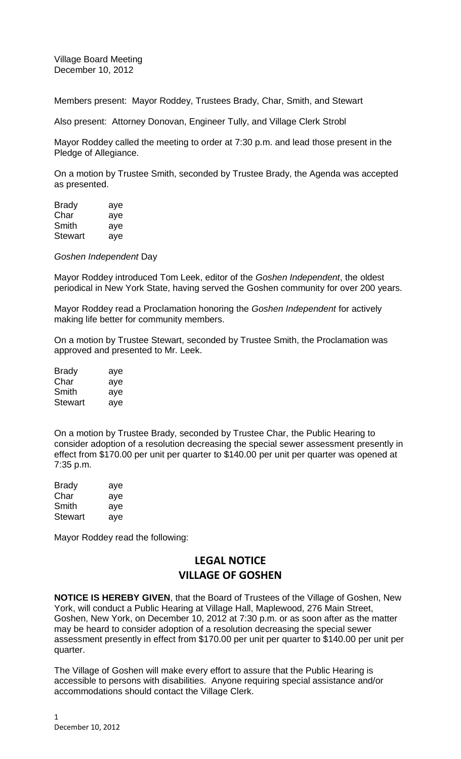Village Board Meeting
December 10, 2012

Members present: Mayor Roddey, Trustees Brady, Char, Smith, and Stewart

Also present: Attorney Donovan, Engineer Tully, and Village Clerk Strobl

Mayor Roddey called the meeting to order at 7:30 p.m. and lead those present in the Pledge of Allegiance.

On a motion by Trustee Smith, seconded by Trustee Brady, the Agenda was accepted as presented.

| | |
|---|---|
| Brady | aye |
| Char | aye |
| Smith | aye |
| Stewart | aye |

*Goshen Independent* Day

Mayor Roddey introduced Tom Leek, editor of the *Goshen Independent*, the oldest periodical in New York State, having served the Goshen community for over 200 years.

Mayor Roddey read a Proclamation honoring the *Goshen Independent* for actively making life better for community members.

On a motion by Trustee Stewart, seconded by Trustee Smith, the Proclamation was approved and presented to Mr. Leek.

| | |
|---|---|
| Brady | aye |
| Char | aye |
| Smith | aye |
| Stewart | aye |

On a motion by Trustee Brady, seconded by Trustee Char, the Public Hearing to consider adoption of a resolution decreasing the special sewer assessment presently in effect from $170.00 per unit per quarter to $140.00 per unit per quarter was opened at 7:35 p.m.

| | |
|---|---|
| Brady | aye |
| Char | aye |
| Smith | aye |
| Stewart | aye |

Mayor Roddey read the following:

## LEGAL NOTICE
## VILLAGE OF GOSHEN

**NOTICE IS HEREBY GIVEN**, that the Board of Trustees of the Village of Goshen, New York, will conduct a Public Hearing at Village Hall, Maplewood, 276 Main Street, Goshen, New York, on December 10, 2012 at 7:30 p.m. or as soon after as the matter may be heard to consider adoption of a resolution decreasing the special sewer assessment presently in effect from $170.00 per unit per quarter to $140.00 per unit per quarter.

The Village of Goshen will make every effort to assure that the Public Hearing is accessible to persons with disabilities. Anyone requiring special assistance and/or accommodations should contact the Village Clerk.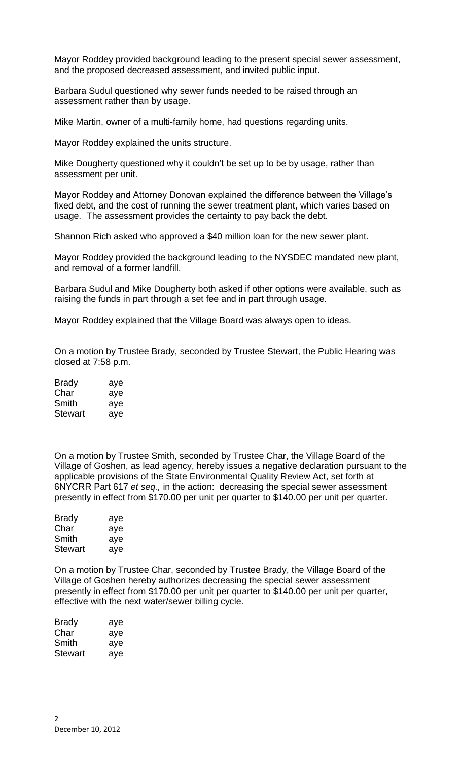Mayor Roddey provided background leading to the present special sewer assessment, and the proposed decreased assessment, and invited public input.

Barbara Sudul questioned why sewer funds needed to be raised through an assessment rather than by usage.

Mike Martin, owner of a multi-family home, had questions regarding units.

Mayor Roddey explained the units structure.

Mike Dougherty questioned why it couldn't be set up to be by usage, rather than assessment per unit.

Mayor Roddey and Attorney Donovan explained the difference between the Village's fixed debt, and the cost of running the sewer treatment plant, which varies based on usage. The assessment provides the certainty to pay back the debt.

Shannon Rich asked who approved a $40 million loan for the new sewer plant.

Mayor Roddey provided the background leading to the NYSDEC mandated new plant, and removal of a former landfill.

Barbara Sudul and Mike Dougherty both asked if other options were available, such as raising the funds in part through a set fee and in part through usage.

Mayor Roddey explained that the Village Board was always open to ideas.

On a motion by Trustee Brady, seconded by Trustee Stewart, the Public Hearing was closed at 7:58 p.m.

| | |
|---|---|
| Brady | aye |
| Char | aye |
| Smith | aye |
| Stewart | aye |

On a motion by Trustee Smith, seconded by Trustee Char, the Village Board of the Village of Goshen, as lead agency, hereby issues a negative declaration pursuant to the applicable provisions of the State Environmental Quality Review Act, set forth at 6NYCRR Part 617 *et seq.,* in the action: decreasing the special sewer assessment presently in effect from $170.00 per unit per quarter to $140.00 per unit per quarter.

| | |
|---|---|
| Brady | aye |
| Char | aye |
| Smith | aye |
| Stewart | aye |

On a motion by Trustee Char, seconded by Trustee Brady, the Village Board of the Village of Goshen hereby authorizes decreasing the special sewer assessment presently in effect from $170.00 per unit per quarter to $140.00 per unit per quarter, effective with the next water/sewer billing cycle.

| | |
|---|---|
| Brady | aye |
| Char | aye |
| Smith | aye |
| Stewart | aye |

December 10, 2012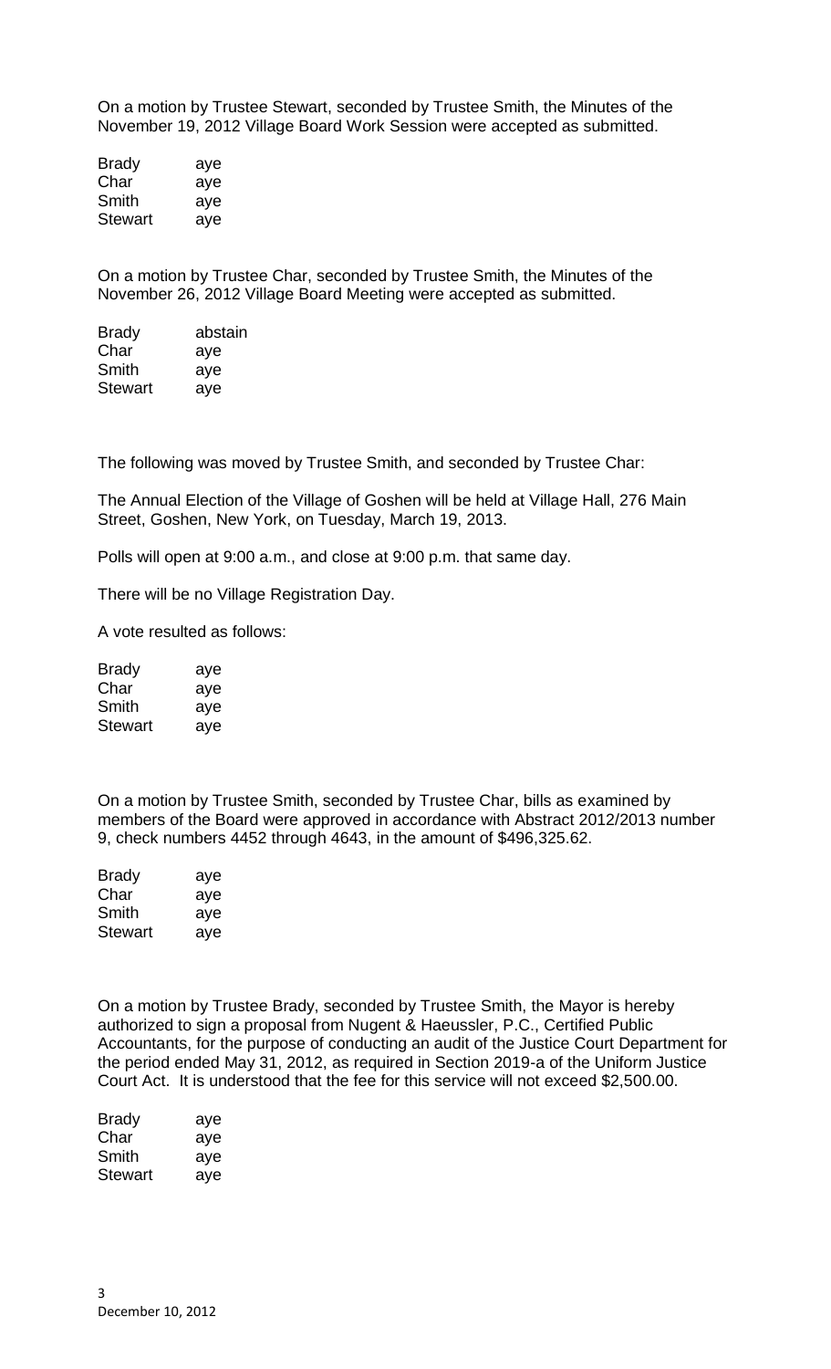On a motion by Trustee Stewart, seconded by Trustee Smith, the Minutes of the November 19, 2012 Village Board Work Session were accepted as submitted.

| | |
|---|---|
| Brady | aye |
| Char | aye |
| Smith | aye |
| Stewart | aye |

On a motion by Trustee Char, seconded by Trustee Smith, the Minutes of the November 26, 2012 Village Board Meeting were accepted as submitted.

| | |
|---|---|
| Brady | abstain |
| Char | aye |
| Smith | aye |
| Stewart | aye |

The following was moved by Trustee Smith, and seconded by Trustee Char:

The Annual Election of the Village of Goshen will be held at Village Hall, 276 Main Street, Goshen, New York, on Tuesday, March 19, 2013.

Polls will open at 9:00 a.m., and close at 9:00 p.m. that same day.

There will be no Village Registration Day.

A vote resulted as follows:

| | |
|---|---|
| Brady | aye |
| Char | aye |
| Smith | aye |
| Stewart | aye |

On a motion by Trustee Smith, seconded by Trustee Char, bills as examined by members of the Board were approved in accordance with Abstract 2012/2013 number 9, check numbers 4452 through 4643, in the amount of $496,325.62.

| | |
|---|---|
| Brady | aye |
| Char | aye |
| Smith | aye |
| Stewart | aye |

On a motion by Trustee Brady, seconded by Trustee Smith, the Mayor is hereby authorized to sign a proposal from Nugent & Haeussler, P.C., Certified Public Accountants, for the purpose of conducting an audit of the Justice Court Department for the period ended May 31, 2012, as required in Section 2019-a of the Uniform Justice Court Act. It is understood that the fee for this service will not exceed $2,500.00.

| | |
|---|---|
| Brady | aye |
| Char | aye |
| Smith | aye |
| Stewart | aye |

December 10, 2012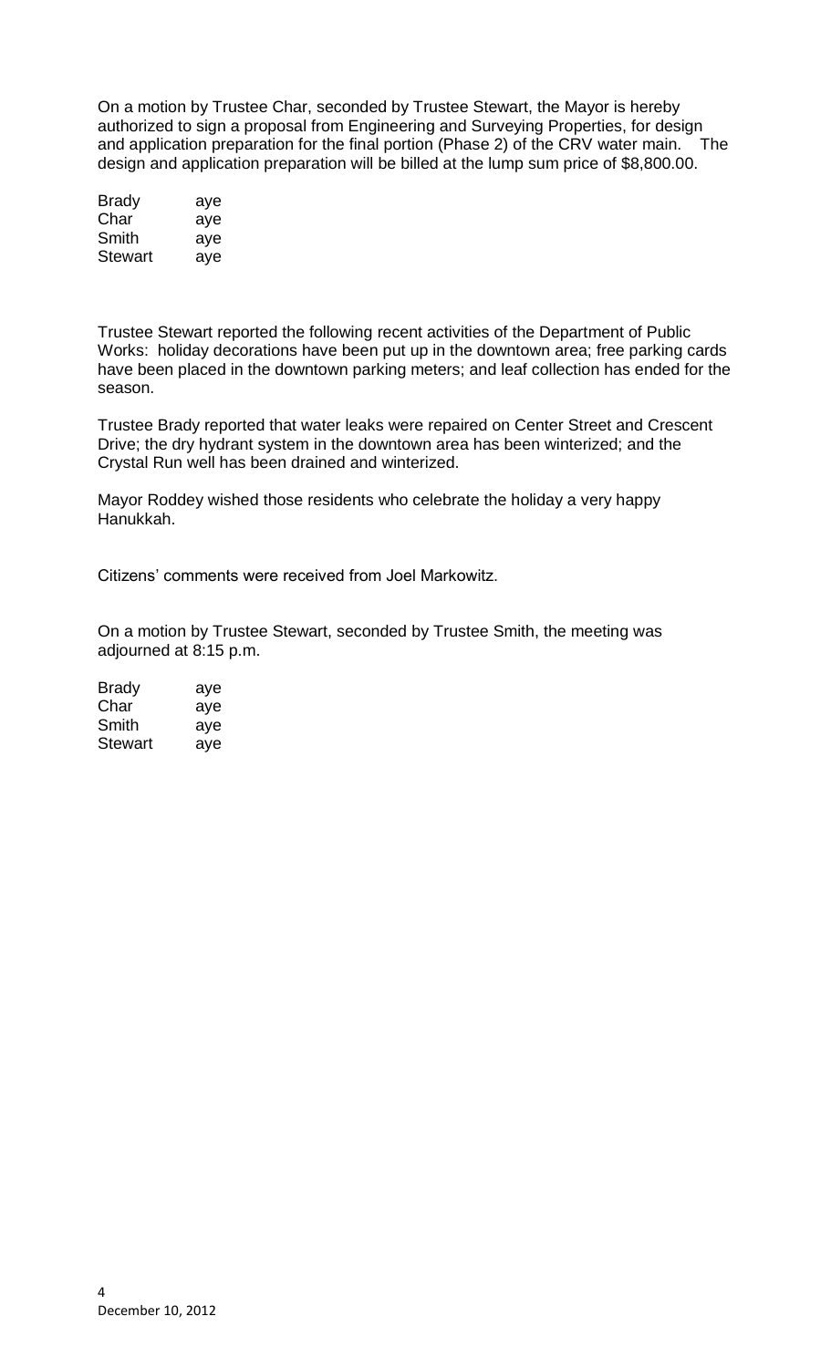On a motion by Trustee Char, seconded by Trustee Stewart, the Mayor is hereby authorized to sign a proposal from Engineering and Surveying Properties, for design and application preparation for the final portion (Phase 2) of the CRV water main. The design and application preparation will be billed at the lump sum price of $8,800.00.

| | |
|---|---|
| Brady | aye |
| Char | aye |
| Smith | aye |
| Stewart | aye |

Trustee Stewart reported the following recent activities of the Department of Public Works: holiday decorations have been put up in the downtown area; free parking cards have been placed in the downtown parking meters; and leaf collection has ended for the season.

Trustee Brady reported that water leaks were repaired on Center Street and Crescent Drive; the dry hydrant system in the downtown area has been winterized; and the Crystal Run well has been drained and winterized.

Mayor Roddey wished those residents who celebrate the holiday a very happy Hanukkah.

Citizens' comments were received from Joel Markowitz.

On a motion by Trustee Stewart, seconded by Trustee Smith, the meeting was adjourned at 8:15 p.m.

| | |
|---|---|
| Brady | aye |
| Char | aye |
| Smith | aye |
| Stewart | aye |